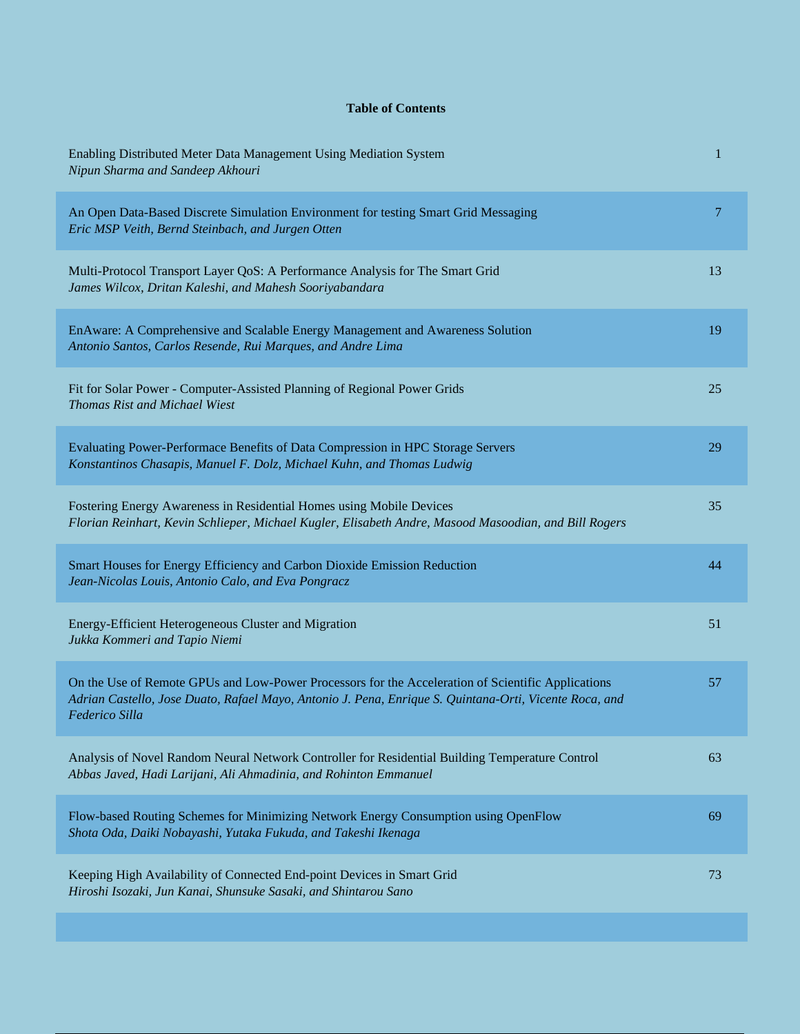**Table of Contents**

| | |
|---|---|
| Enabling Distributed Meter Data Management Using Mediation System<br>*Nipun Sharma and Sandeep Akhouri* | 1 |
| An Open Data-Based Discrete Simulation Environment for testing Smart Grid Messaging<br>*Eric MSP Veith, Bernd Steinbach, and Jurgen Otten* | 7 |
| Multi-Protocol Transport Layer QoS: A Performance Analysis for The Smart Grid<br>*James Wilcox, Dritan Kaleshi, and Mahesh Sooriyabandara* | 13 |
| EnAware: A Comprehensive and Scalable Energy Management and Awareness Solution<br>*Antonio Santos, Carlos Resende, Rui Marques, and Andre Lima* | 19 |
| Fit for Solar Power - Computer-Assisted Planning of Regional Power Grids<br>*Thomas Rist and Michael Wiest* | 25 |
| Evaluating Power-Performace Benefits of Data Compression in HPC Storage Servers<br>*Konstantinos Chasapis, Manuel F. Dolz, Michael Kuhn, and Thomas Ludwig* | 29 |
| Fostering Energy Awareness in Residential Homes using Mobile Devices<br>*Florian Reinhart, Kevin Schlieper, Michael Kugler, Elisabeth Andre, Masood Masoodian, and Bill Rogers* | 35 |
| Smart Houses for Energy Efficiency and Carbon Dioxide Emission Reduction<br>*Jean-Nicolas Louis, Antonio Calo, and Eva Pongracz* | 44 |
| Energy-Efficient Heterogeneous Cluster and Migration<br>*Jukka Kommeri and Tapio Niemi* | 51 |
| On the Use of Remote GPUs and Low-Power Processors for the Acceleration of Scientific Applications<br>*Adrian Castello, Jose Duato, Rafael Mayo, Antonio J. Pena, Enrique S. Quintana-Orti, Vicente Roca, and Federico Silla* | 57 |
| Analysis of Novel Random Neural Network Controller for Residential Building Temperature Control<br>*Abbas Javed, Hadi Larijani, Ali Ahmadinia, and Rohinton Emmanuel* | 63 |
| Flow-based Routing Schemes for Minimizing Network Energy Consumption using OpenFlow<br>*Shota Oda, Daiki Nobayashi, Yutaka Fukuda, and Takeshi Ikenaga* | 69 |
| Keeping High Availability of Connected End-point Devices in Smart Grid<br>*Hiroshi Isozaki, Jun Kanai, Shunsuke Sasaki, and Shintarou Sano* | 73 |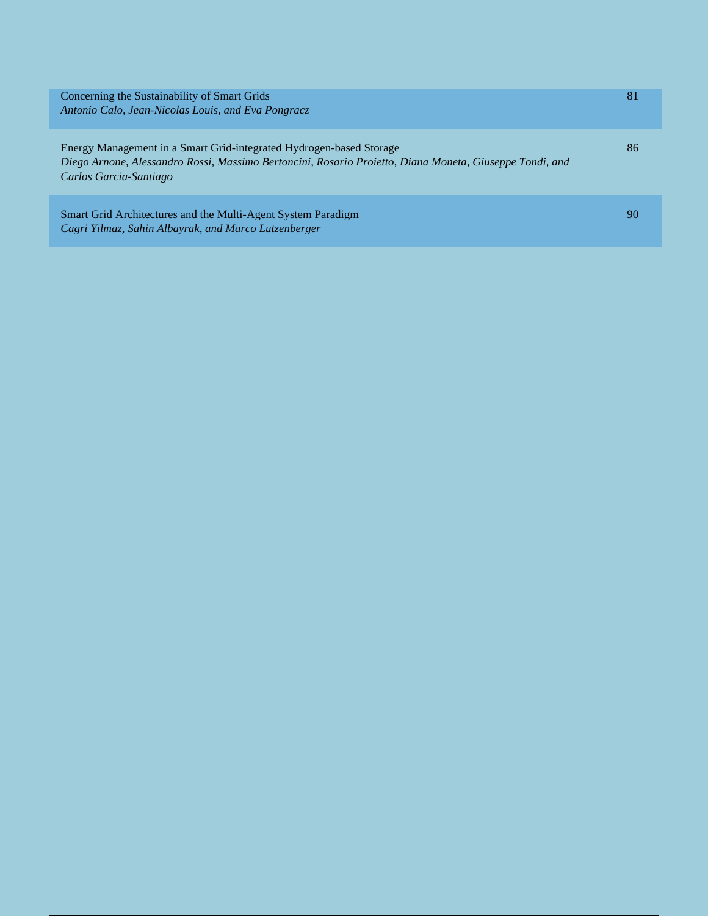| | |
|---|---|
| Concerning the Sustainability of Smart Grids<br>*Antonio Calo, Jean-Nicolas Louis, and Eva Pongracz* | 81 |
| Energy Management in a Smart Grid-integrated Hydrogen-based Storage<br>*Diego Arnone, Alessandro Rossi, Massimo Bertoncini, Rosario Proietto, Diana Moneta, Giuseppe Tondi, and Carlos Garcia-Santiago* | 86 |
| Smart Grid Architectures and the Multi-Agent System Paradigm<br>*Cagri Yilmaz, Sahin Albayrak, and Marco Lutzenberger* | 90 |